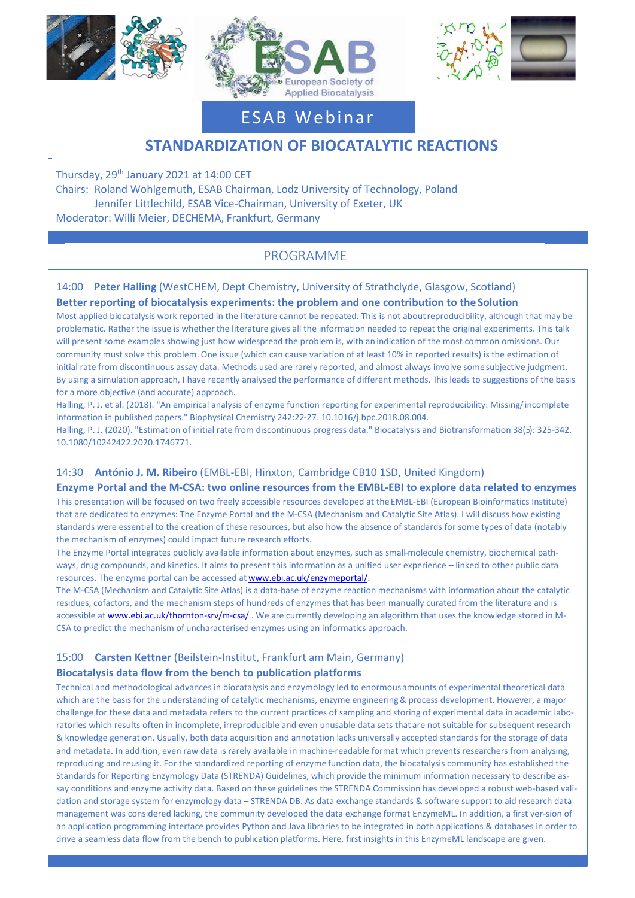ESAB European Society of Applied Biocatalysis

# ESAB Webinar

## STANDARDIZATION OF BIOCATALYTIC REACTIONS

Thursday, 29th January 2021 at 14:00 CET
Chairs: Roland Wohlgemuth, ESAB Chairman, Lodz University of Technology, Poland
Jennifer Littlechild, ESAB Vice-Chairman, University of Exeter, UK
Moderator: Willi Meier, DECHEMA, Frankfurt, Germany

## PROGRAMME

14:00 **Peter Halling** (WestCHEM, Dept Chemistry, University of Strathclyde, Glasgow, Scotland)

**Better reporting of biocatalysis experiments: the problem and one contribution to the Solution**

Most applied biocatalysis work reported in the literature cannot be repeated. This is not about reproducibility, although that may be problematic. Rather the issue is whether the literature gives all the information needed to repeat the original experiments. This talk will present some examples showing just how widespread the problem is, with an indication of the most common omissions. Our community must solve this problem. One issue (which can cause variation of at least 10% in reported results) is the estimation of initial rate from discontinuous assay data. Methods used are rarely reported, and almost always involve some subjective judgment. By using a simulation approach, I have recently analysed the performance of different methods. This leads to suggestions of the basis for a more objective (and accurate) approach.

Halling, P. J. et al. (2018). "An empirical analysis of enzyme function reporting for experimental reproducibility: Missing/ incomplete information in published papers." Biophysical Chemistry 242:22-27. 10.1016/j.bpc.2018.08.004.

Halling, P. J. (2020). "Estimation of initial rate from discontinuous progress data." Biocatalysis and Biotransformation 38(5): 325-342. 10.1080/10242422.2020.1746771.

14:30 **António J. M. Ribeiro** (EMBL-EBI, Hinxton, Cambridge CB10 1SD, United Kingdom)

**Enzyme Portal and the M-CSA: two online resources from the EMBL-EBI to explore data related to enzymes**

This presentation will be focused on two freely accessible resources developed at the EMBL-EBI (European Bioinformatics Institute) that are dedicated to enzymes: The Enzyme Portal and the M-CSA (Mechanism and Catalytic Site Atlas). I will discuss how existing standards were essential to the creation of these resources, but also how the absence of standards for some types of data (notably the mechanism of enzymes) could impact future research efforts.

The Enzyme Portal integrates publicly available information about enzymes, such as small-molecule chemistry, biochemical pathways, drug compounds, and kinetics. It aims to present this information as a unified user experience – linked to other public data resources. The enzyme portal can be accessed at www.ebi.ac.uk/enzymeportal/.

The M-CSA (Mechanism and Catalytic Site Atlas) is a data-base of enzyme reaction mechanisms with information about the catalytic residues, cofactors, and the mechanism steps of hundreds of enzymes that has been manually curated from the literature and is accessible at www.ebi.ac.uk/thornton-srv/m-csa/ . We are currently developing an algorithm that uses the knowledge stored in M-CSA to predict the mechanism of uncharacterised enzymes using an informatics approach.

15:00 **Carsten Kettner** (Beilstein-Institut, Frankfurt am Main, Germany)

**Biocatalysis data flow from the bench to publication platforms**

Technical and methodological advances in biocatalysis and enzymology led to enormous amounts of experimental theoretical data which are the basis for the understanding of catalytic mechanisms, enzyme engineering & process development. However, a major challenge for these data and metadata refers to the current practices of sampling and storing of experimental data in academic laboratories which results often in incomplete, irreproducible and even unusable data sets that are not suitable for subsequent research & knowledge generation. Usually, both data acquisition and annotation lacks universally accepted standards for the storage of data and metadata. In addition, even raw data is rarely available in machine-readable format which prevents researchers from analysing, reproducing and reusing it. For the standardized reporting of enzyme function data, the biocatalysis community has established the Standards for Reporting Enzymology Data (STRENDA) Guidelines, which provide the minimum information necessary to describe assay conditions and enzyme activity data. Based on these guidelines the STRENDA Commission has developed a robust web-based validation and storage system for enzymology data – STRENDA DB. As data exchange standards & software support to aid research data management was considered lacking, the community developed the data exchange format EnzymeML. In addition, a first ver-sion of an application programming interface provides Python and Java libraries to be integrated in both applications & databases in order to drive a seamless data flow from the bench to publication platforms. Here, first insights in this EnzymeML landscape are given.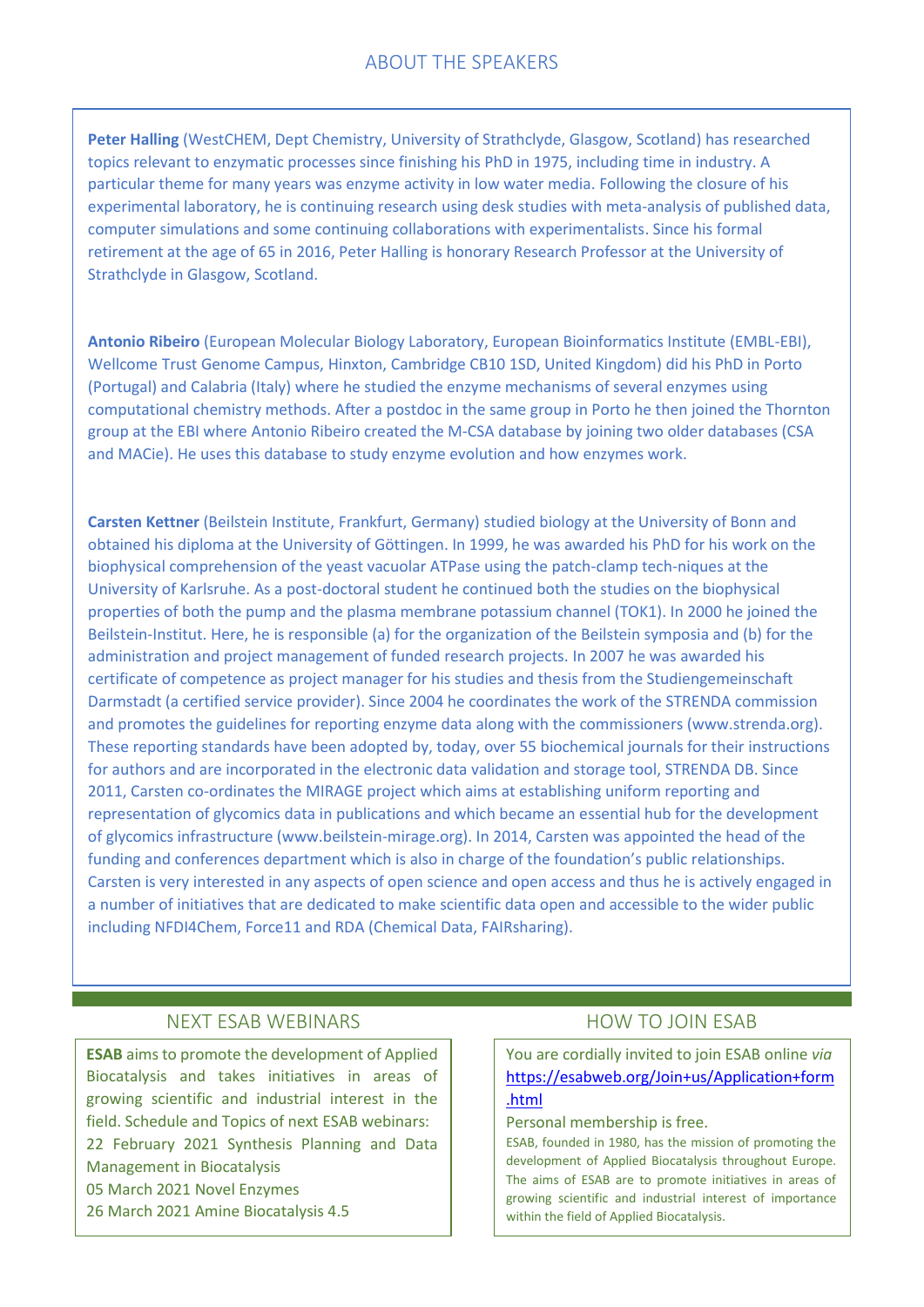## ABOUT THE SPEAKERS

**Peter Halling** (WestCHEM, Dept Chemistry, University of Strathclyde, Glasgow, Scotland) has researched topics relevant to enzymatic processes since finishing his PhD in 1975, including time in industry. A particular theme for many years was enzyme activity in low water media. Following the closure of his experimental laboratory, he is continuing research using desk studies with meta-analysis of published data, computer simulations and some continuing collaborations with experimentalists. Since his formal retirement at the age of 65 in 2016, Peter Halling is honorary Research Professor at the University of Strathclyde in Glasgow, Scotland.

**Antonio Ribeiro** (European Molecular Biology Laboratory, European Bioinformatics Institute (EMBL-EBI), Wellcome Trust Genome Campus, Hinxton, Cambridge CB10 1SD, United Kingdom) did his PhD in Porto (Portugal) and Calabria (Italy) where he studied the enzyme mechanisms of several enzymes using computational chemistry methods. After a postdoc in the same group in Porto he then joined the Thornton group at the EBI where Antonio Ribeiro created the M-CSA database by joining two older databases (CSA and MACie). He uses this database to study enzyme evolution and how enzymes work.

**Carsten Kettner** (Beilstein Institute, Frankfurt, Germany) studied biology at the University of Bonn and obtained his diploma at the University of Göttingen. In 1999, he was awarded his PhD for his work on the biophysical comprehension of the yeast vacuolar ATPase using the patch-clamp tech-niques at the University of Karlsruhe. As a post-doctoral student he continued both the studies on the biophysical properties of both the pump and the plasma membrane potassium channel (TOK1). In 2000 he joined the Beilstein-Institut. Here, he is responsible (a) for the organization of the Beilstein symposia and (b) for the administration and project management of funded research projects. In 2007 he was awarded his certificate of competence as project manager for his studies and thesis from the Studiengemeinschaft Darmstadt (a certified service provider). Since 2004 he coordinates the work of the STRENDA commission and promotes the guidelines for reporting enzyme data along with the commissioners (www.strenda.org). These reporting standards have been adopted by, today, over 55 biochemical journals for their instructions for authors and are incorporated in the electronic data validation and storage tool, STRENDA DB. Since 2011, Carsten co-ordinates the MIRAGE project which aims at establishing uniform reporting and representation of glycomics data in publications and which became an essential hub for the development of glycomics infrastructure (www.beilstein-mirage.org). In 2014, Carsten was appointed the head of the funding and conferences department which is also in charge of the foundation's public relationships. Carsten is very interested in any aspects of open science and open access and thus he is actively engaged in a number of initiatives that are dedicated to make scientific data open and accessible to the wider public including NFDI4Chem, Force11 and RDA (Chemical Data, FAIRsharing).

## NEXT ESAB WEBINARS

**ESAB** aims to promote the development of Applied Biocatalysis and takes initiatives in areas of growing scientific and industrial interest in the field. Schedule and Topics of next ESAB webinars:

22 February 2021 Synthesis Planning and Data Management in Biocatalysis

05 March 2021 Novel Enzymes

26 March 2021 Amine Biocatalysis 4.5

## HOW TO JOIN ESAB

You are cordially invited to join ESAB online *via* https://esabweb.org/Join+us/Application+form.html

Personal membership is free.

ESAB, founded in 1980, has the mission of promoting the development of Applied Biocatalysis throughout Europe. The aims of ESAB are to promote initiatives in areas of growing scientific and industrial interest of importance within the field of Applied Biocatalysis.